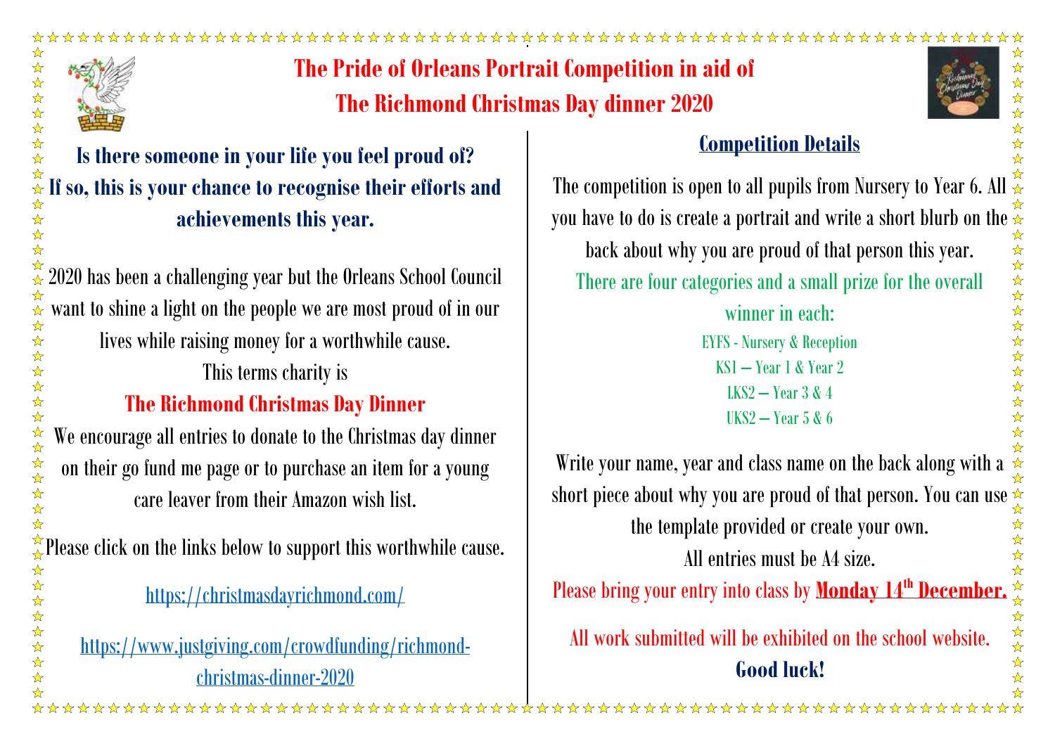# The Pride of Orleans Portrait Competition in aid of The Richmond Christmas Day dinner 2020

**Is there someone in your life you feel proud of? If so, this is your chance to recognise their efforts and achievements this year.**

2020 has been a challenging year but the Orleans School Council want to shine a light on the people we are most proud of in our lives while raising money for a worthwhile cause.

This terms charity is

**The Richmond Christmas Day Dinner**

We encourage all entries to donate to the Christmas day dinner on their go fund me page or to purchase an item for a young care leaver from their Amazon wish list.

Please click on the links below to support this worthwhile cause.

https://christmasdayrichmond.com/

https://www.justgiving.com/crowdfunding/richmond-christmas-dinner-2020

## Competition Details

The competition is open to all pupils from Nursery to Year 6. All you have to do is create a portrait and write a short blurb on the back about why you are proud of that person this year.

There are four categories and a small prize for the overall winner in each:

EYFS - Nursery & Reception

KS1 – Year 1 & Year 2

LKS2 – Year 3 & 4

UKS2 – Year 5 & 6

Write your name, year and class name on the back along with a short piece about why you are proud of that person. You can use the template provided or create your own.

All entries must be A4 size.

Please bring your entry into class by **Monday 14th December.**

All work submitted will be exhibited on the school website.

**Good luck!**